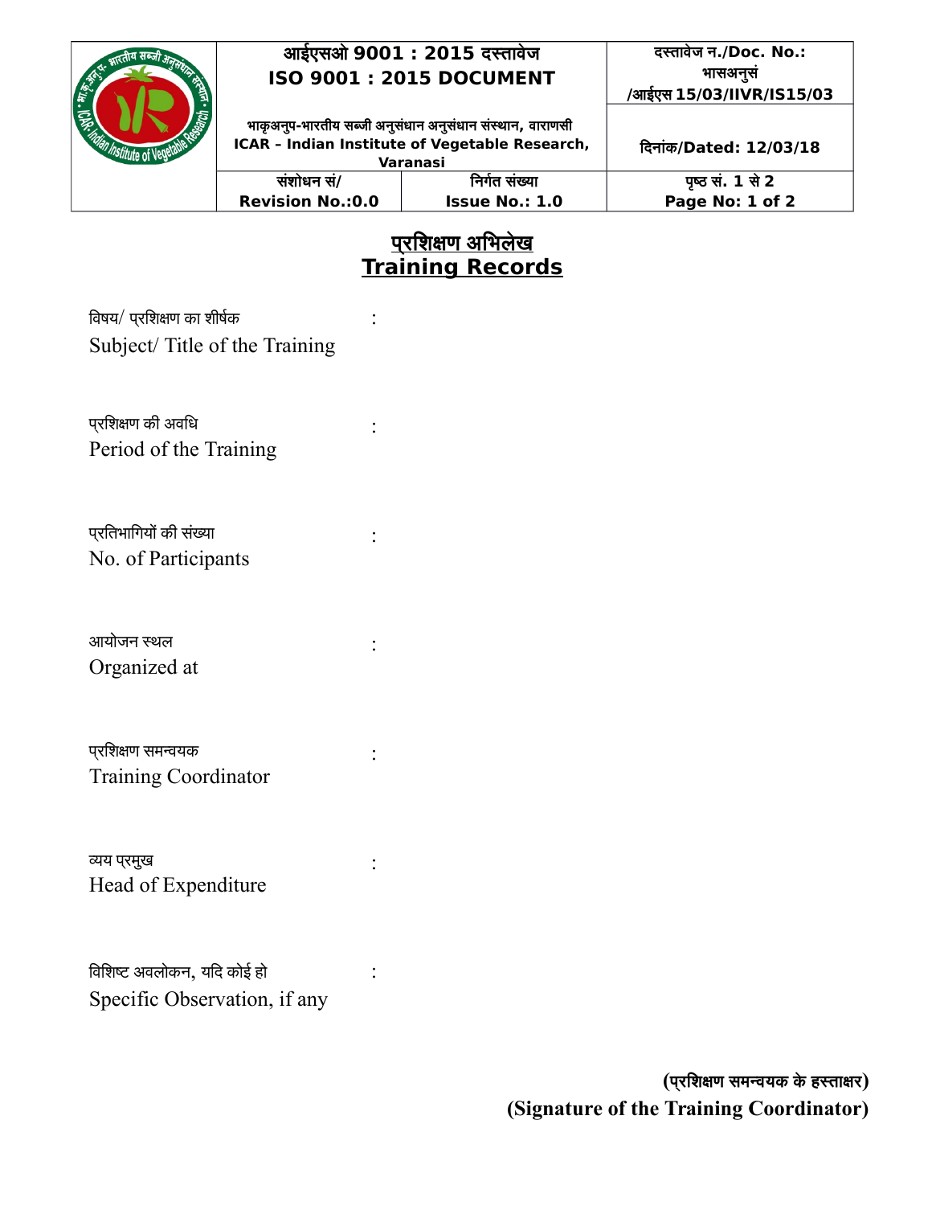| | आईएसओ 9001 : 2015 दस्तावेज<br>ISO 9001 : 2015 DOCUMENT<br><br>भाकृअनुप-भारतीय सब्जी अनुसंधान अनुसंधान संस्थान, वाराणसी<br>ICAR – Indian Institute of Vegetable Research, Varanasi | | दस्तावेज न./Doc. No.:<br>भासअनुसं<br>/आईएस 15/03/IIVR/IS15/03<br><br>दिनांक/Dated: 12/03/18 |
|---|---|---|---|
| | संशोधन सं/<br>Revision No.:0.0 | निर्गत संख्या<br>Issue No.: 1.0 | पृष्ठ सं. 1 से 2<br>Page No: 1 of 2 |

# प्रशिक्षण अभिलेख
# Training Records

विषय/ प्रशिक्षण का शीर्षक
Subject/ Title of the Training :

प्रशिक्षण की अवधि
Period of the Training :

प्रतिभागियों की संख्या
No. of Participants :

आयोजन स्थल
Organized at :

प्रशिक्षण समन्वयक
Training Coordinator :

व्यय प्रमुख
Head of Expenditure :

विशिष्ट अवलोकन, यदि कोई हो
Specific Observation, if any :

**(प्रशिक्षण समन्वयक के हस्ताक्षर)**
**(Signature of the Training Coordinator)**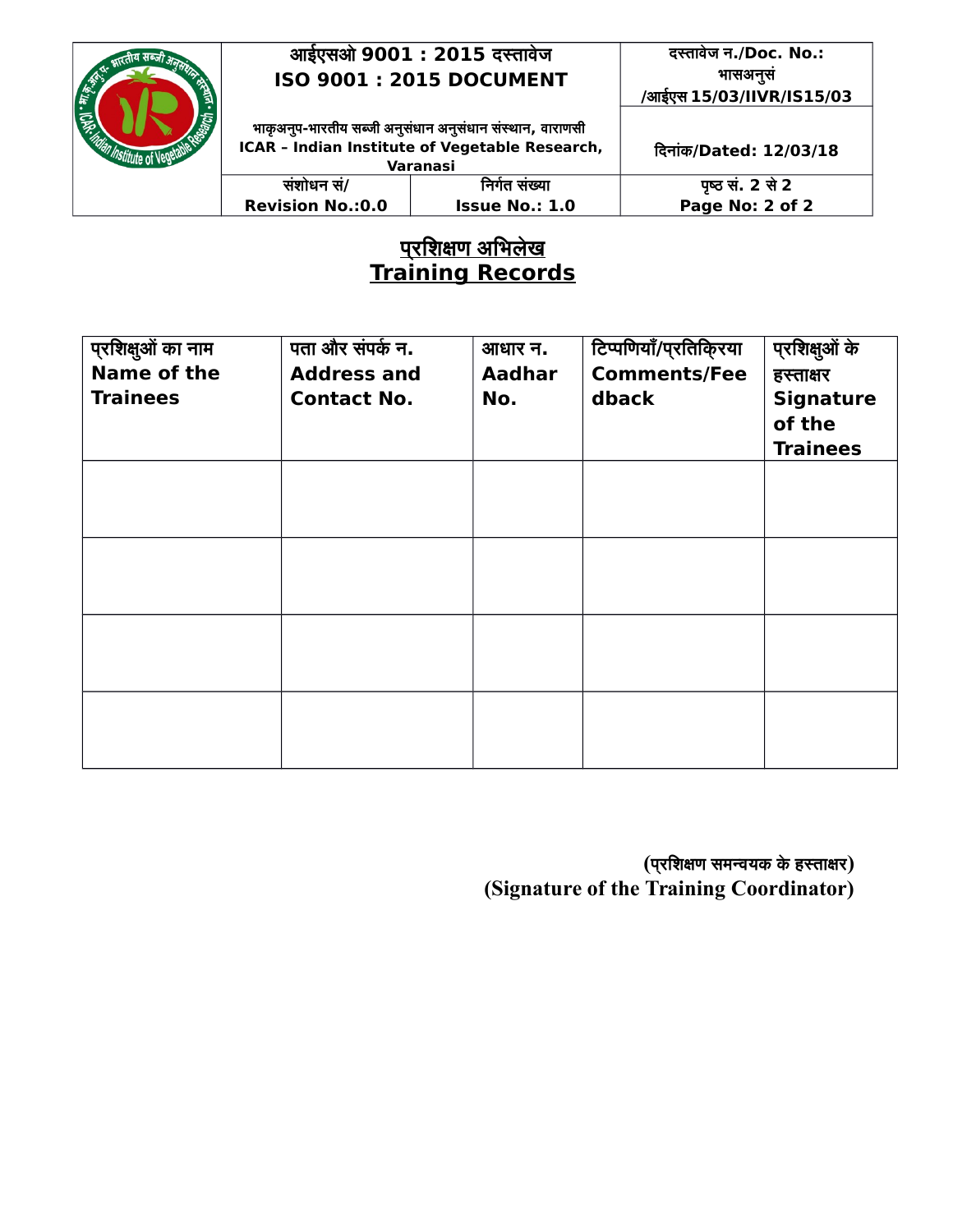| | आईएसओ 9001 : 2015 दस्तावेज<br>**ISO 9001 : 2015 DOCUMENT** | | दस्तावेज न./Doc. No.: भासअनुसं /आईएस 15/03/IIVR/IS15/03 |
|---|---|---|---|
| | भाकृअनुप-भारतीय सब्जी अनुसंधान अनुसंधान संस्थान, वाराणसी<br>ICAR – Indian Institute of Vegetable Research, Varanasi | | दिनांक/Dated: 12/03/18 |
| | संशोधन सं/<br>Revision No.:0.0 | निर्गत संख्या<br>Issue No.: 1.0 | पृष्ठ सं. 2 से 2<br>Page No: 2 of 2 |

# प्रशिक्षण अभिलेख
# Training Records

| प्रशिक्षुओं का नाम **Name of the Trainees** | पता और संपर्क न. **Address and Contact No.** | आधार न. **Aadhar No.** | टिप्पणियाँ/प्रतिक्रिया **Comments/Feedback** | प्रशिक्षुओं के हस्ताक्षर **Signature of the Trainees** |
|---|---|---|---|---|
| | | | | |
| | | | | |
| | | | | |
| | | | | |

**(प्रशिक्षण समन्वयक के हस्ताक्षर)**
**(Signature of the Training Coordinator)**